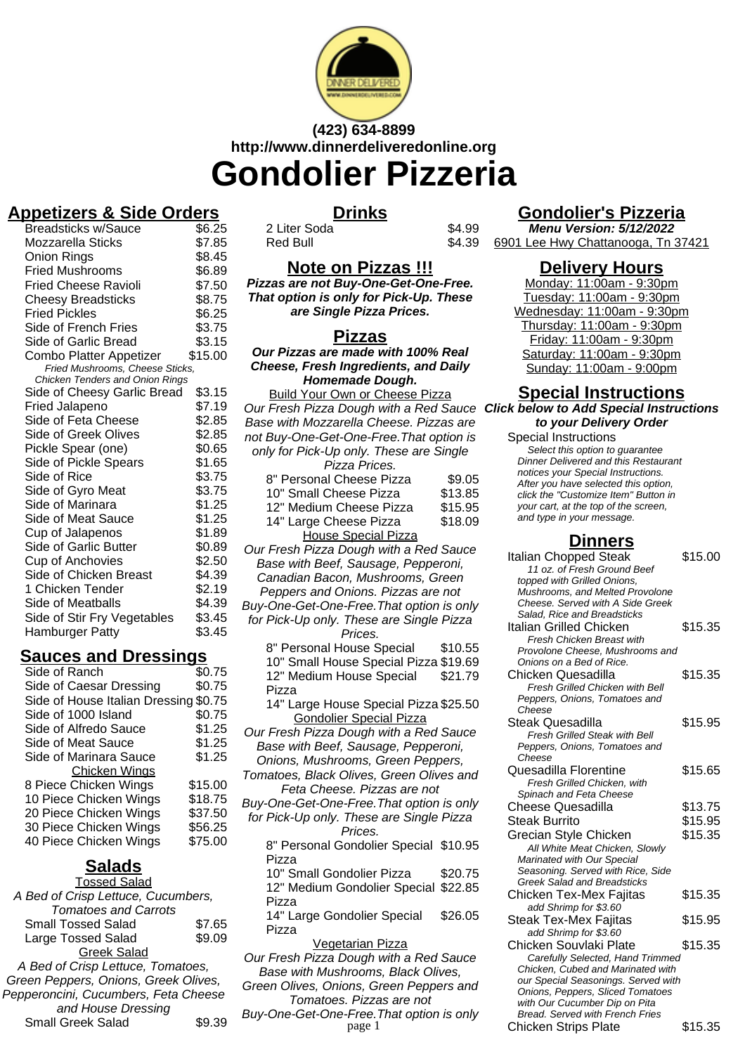(423) 634-8899
http://www.dinnerdeliveredonline.org

# Gondolier Pizzeria

## Appetizers & Side Orders

| Item | Price |
|---|---|
| Breadsticks w/Sauce | $6.25 |
| Mozzarella Sticks | $7.85 |
| Onion Rings | $8.45 |
| Fried Mushrooms | $6.89 |
| Fried Cheese Ravioli | $7.50 |
| Cheesy Breadsticks | $8.75 |
| Fried Pickles | $6.25 |
| Side of French Fries | $3.75 |
| Side of Garlic Bread | $3.15 |
| Combo Platter Appetizer<br>*Fried Mushrooms, Cheese Sticks, Chicken Tenders and Onion Rings* | $15.00 |
| Side of Cheesy Garlic Bread | $3.15 |
| Fried Jalapeno | $7.19 |
| Side of Feta Cheese | $2.85 |
| Side of Greek Olives | $2.85 |
| Pickle Spear (one) | $0.65 |
| Side of Pickle Spears | $1.65 |
| Side of Rice | $3.75 |
| Side of Gyro Meat | $3.75 |
| Side of Marinara | $1.25 |
| Side of Meat Sauce | $1.25 |
| Cup of Jalapenos | $1.89 |
| Side of Garlic Butter | $0.89 |
| Cup of Anchovies | $2.50 |
| Side of Chicken Breast | $4.39 |
| 1 Chicken Tender | $2.19 |
| Side of Meatballs | $4.39 |
| Side of Stir Fry Vegetables | $3.45 |
| Hamburger Patty | $3.45 |

## Sauces and Dressings

| Item | Price |
|---|---|
| Side of Ranch | $0.75 |
| Side of Caesar Dressing | $0.75 |
| Side of House Italian Dressing | $0.75 |
| Side of 1000 Island | $0.75 |
| Side of Alfredo Sauce | $1.25 |
| Side of Meat Sauce | $1.25 |
| Side of Marinara Sauce | $1.25 |

### Chicken Wings

| Item | Price |
|---|---|
| 8 Piece Chicken Wings | $15.00 |
| 10 Piece Chicken Wings | $18.75 |
| 20 Piece Chicken Wings | $37.50 |
| 30 Piece Chicken Wings | $56.25 |
| 40 Piece Chicken Wings | $75.00 |

## Salads

### Tossed Salad

A Bed of Crisp Lettuce, Cucumbers, Tomatoes and Carrots

| Item | Price |
|---|---|
| Small Tossed Salad | $7.65 |
| Large Tossed Salad | $9.09 |

### Greek Salad

A Bed of Crisp Lettuce, Tomatoes, Green Peppers, Onions, Greek Olives, Pepperoncini, Cucumbers, Feta Cheese and House Dressing

| Item | Price |
|---|---|
| Small Greek Salad | $9.39 |

## Drinks

| Item | Price |
|---|---|
| 2 Liter Soda | $4.99 |
| Red Bull | $4.39 |

## Note on Pizzas !!!

**Pizzas are not Buy-One-Get-One-Free. That option is only for Pick-Up. These are Single Pizza Prices.**

## Pizzas

**Our Pizzas are made with 100% Real Cheese, Fresh Ingredients, and Daily Homemade Dough.**

### Build Your Own or Cheese Pizza

Our Fresh Pizza Dough with a Red Sauce Base with Mozzarella Cheese. Pizzas are not Buy-One-Get-One-Free.That option is only for Pick-Up only. These are Single Pizza Prices.

| Item | Price |
|---|---|
| 8" Personal Cheese Pizza | $9.05 |
| 10" Small Cheese Pizza | $13.85 |
| 12" Medium Cheese Pizza | $15.95 |
| 14" Large Cheese Pizza | $18.09 |

### House Special Pizza

Our Fresh Pizza Dough with a Red Sauce Base with Beef, Sausage, Pepperoni, Canadian Bacon, Mushrooms, Green Peppers and Onions. Pizzas are not Buy-One-Get-One-Free.That option is only for Pick-Up only. These are Single Pizza Prices.

| Item | Price |
|---|---|
| 8" Personal House Special | $10.55 |
| 10" Small House Special Pizza | $19.69 |
| 12" Medium House Special Pizza | $21.79 |
| 14" Large House Special Pizza | $25.50 |

### Gondolier Special Pizza

Our Fresh Pizza Dough with a Red Sauce Base with Beef, Sausage, Pepperoni, Onions, Mushrooms, Green Peppers, Tomatoes, Black Olives, Green Olives and Feta Cheese. Pizzas are not Buy-One-Get-One-Free.That option is only for Pick-Up only. These are Single Pizza Prices.

| Item | Price |
|---|---|
| 8" Personal Gondolier Special Pizza | $10.95 |
| 10" Small Gondolier Pizza | $20.75 |
| 12" Medium Gondolier Special Pizza | $22.85 |
| 14" Large Gondolier Special Pizza | $26.05 |

### Vegetarian Pizza

Our Fresh Pizza Dough with a Red Sauce Base with Mushrooms, Black Olives, Green Olives, Onions, Green Peppers and Tomatoes. Pizzas are not Buy-One-Get-One-Free.That option is only

## Gondolier's Pizzeria

**Menu Version: 5/12/2022**

6901 Lee Hwy Chattanooga, Tn 37421

## Delivery Hours

Monday: 11:00am - 9:30pm
Tuesday: 11:00am - 9:30pm
Wednesday: 11:00am - 9:30pm
Thursday: 11:00am - 9:30pm
Friday: 11:00am - 9:30pm
Saturday: 11:00am - 9:30pm
Sunday: 11:00am - 9:00pm

## Special Instructions

**Click below to Add Special Instructions to your Delivery Order**

Special Instructions
*Select this option to guarantee Dinner Delivered and this Restaurant notices your Special Instructions. After you have selected this option, click the "Customize Item" Button in your cart, at the top of the screen, and type in your message.*

## Dinners

| Item | Price |
|---|---|
| Italian Chopped Steak<br>*11 oz. of Fresh Ground Beef topped with Grilled Onions, Mushrooms, and Melted Provolone Cheese. Served with A Side Greek Salad, Rice and Breadsticks* | $15.00 |
| Italian Grilled Chicken<br>*Fresh Chicken Breast with Provolone Cheese, Mushrooms and Onions on a Bed of Rice.* | $15.35 |
| Chicken Quesadilla<br>*Fresh Grilled Chicken with Bell Peppers, Onions, Tomatoes and Cheese* | $15.35 |
| Steak Quesadilla<br>*Fresh Grilled Steak with Bell Peppers, Onions, Tomatoes and Cheese* | $15.95 |
| Quesadilla Florentine<br>*Fresh Grilled Chicken, with Spinach and Feta Cheese* | $15.65 |
| Cheese Quesadilla | $13.75 |
| Steak Burrito | $15.95 |
| Grecian Style Chicken<br>*All White Meat Chicken, Slowly Marinated with Our Special Seasoning. Served with Rice, Side Greek Salad and Breadsticks* | $15.35 |
| Chicken Tex-Mex Fajitas<br>*add Shrimp for $3.60* | $15.35 |
| Steak Tex-Mex Fajitas<br>*add Shrimp for $3.60* | $15.95 |
| Chicken Souvlaki Plate<br>*Carefully Selected, Hand Trimmed Chicken, Cubed and Marinated with our Special Seasonings. Served with Onions, Peppers, Sliced Tomatoes with Our Cucumber Dip on Pita Bread. Served with French Fries* | $15.35 |
| Chicken Strips Plate | $15.35 |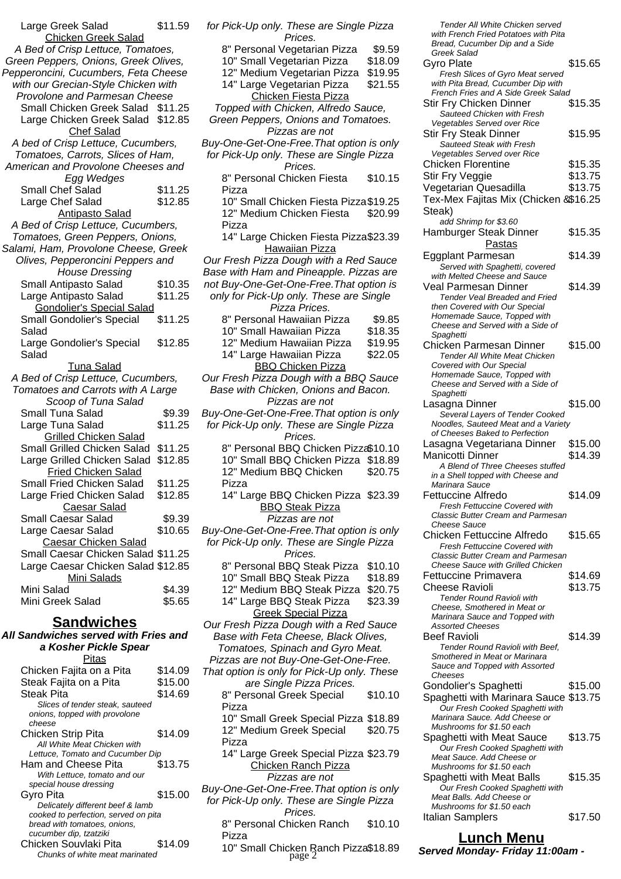| | |
|---|---|
| Large Greek Salad | $11.59 |

Chicken Greek Salad

*A Bed of Crisp Lettuce, Tomatoes, Green Peppers, Onions, Greek Olives, Pepperoncini, Cucumbers, Feta Cheese with our Grecian-Style Chicken with Provolone and Parmesan Cheese*

| | |
|---|---|
| Small Chicken Greek Salad | $11.25 |
| Large Chicken Greek Salad | $12.85 |

Chef Salad

*A bed of Crisp Lettuce, Cucumbers, Tomatoes, Carrots, Slices of Ham, American and Provolone Cheeses and Egg Wedges*

| | |
|---|---|
| Small Chef Salad | $11.25 |
| Large Chef Salad | $12.85 |

Antipasto Salad

*A Bed of Crisp Lettuce, Cucumbers, Tomatoes, Green Peppers, Onions, Salami, Ham, Provolone Cheese, Greek Olives, Pepperoncini Peppers and House Dressing*

| | |
|---|---|
| Small Antipasto Salad | $10.35 |
| Large Antipasto Salad | $11.25 |

Gondolier's Special Salad

| | |
|---|---|
| Small Gondolier's Special Salad | $11.25 |
| Large Gondolier's Special Salad | $12.85 |

Tuna Salad

*A Bed of Crisp Lettuce, Cucumbers, Tomatoes and Carrots with A Large Scoop of Tuna Salad*

| | |
|---|---|
| Small Tuna Salad | $9.39 |
| Large Tuna Salad | $11.25 |

Grilled Chicken Salad

| | |
|---|---|
| Small Grilled Chicken Salad | $11.25 |
| Large Grilled Chicken Salad | $12.85 |

Fried Chicken Salad

| | |
|---|---|
| Small Fried Chicken Salad | $11.25 |
| Large Fried Chicken Salad | $12.85 |

Caesar Salad

| | |
|---|---|
| Small Caesar Salad | $9.39 |
| Large Caesar Salad | $10.65 |

Caesar Chicken Salad

| | |
|---|---|
| Small Caesar Chicken Salad | $11.25 |
| Large Caesar Chicken Salad | $12.85 |

Mini Salads

| | |
|---|---|
| Mini Salad | $4.39 |
| Mini Greek Salad | $5.65 |

## Sandwiches

***All Sandwiches served with Fries and a Kosher Pickle Spear***

Pitas

Chicken Fajita on a Pita — $14.09

Steak Fajita on a Pita — $15.00

Steak Pita — $14.69
*Slices of tender steak, sauteed onions, topped with provolone cheese*

Chicken Strip Pita — $14.09
*All White Meat Chicken with Lettuce, Tomato and Cucumber Dip*

Ham and Cheese Pita — $13.75
*With Lettuce, tomato and our special house dressing*

Gyro Pita — $15.00
*Delicately different beef & lamb cooked to perfection, served on pita bread with tomatoes, onions, cucumber dip, tzatziki*

Chicken Souvlaki Pita — $14.09
*Chunks of white meat marinated*

*for Pick-Up only. These are Single Pizza Prices.*

| | |
|---|---|
| 8" Personal Vegetarian Pizza | $9.59 |
| 10" Small Vegetarian Pizza | $18.09 |
| 12" Medium Vegetarian Pizza | $19.95 |
| 14" Large Vegetarian Pizza | $21.55 |

Chicken Fiesta Pizza

*Topped with Chicken, Alfredo Sauce, Green Peppers, Onions and Tomatoes. Pizzas are not Buy-One-Get-One-Free.That option is only for Pick-Up only. These are Single Pizza Prices.*

| | |
|---|---|
| 8" Personal Chicken Fiesta Pizza | $10.15 |
| 10" Small Chicken Fiesta Pizza | $19.25 |
| 12" Medium Chicken Fiesta Pizza | $20.99 |
| 14" Large Chicken Fiesta Pizza | $23.39 |

Hawaiian Pizza

*Our Fresh Pizza Dough with a Red Sauce Base with Ham and Pineapple. Pizzas are not Buy-One-Get-One-Free.That option is only for Pick-Up only. These are Single Pizza Prices.*

| | |
|---|---|
| 8" Personal Hawaiian Pizza | $9.85 |
| 10" Small Hawaiian Pizza | $18.35 |
| 12" Medium Hawaiian Pizza | $19.95 |
| 14" Large Hawaiian Pizza | $22.05 |

BBQ Chicken Pizza

*Our Fresh Pizza Dough with a BBQ Sauce Base with Chicken, Onions and Bacon. Pizzas are not Buy-One-Get-One-Free.That option is only for Pick-Up only. These are Single Pizza Prices.*

| | |
|---|---|
| 8" Personal BBQ Chicken Pizza | $10.10 |
| 10" Small BBQ Chicken Pizza | $18.89 |
| 12" Medium BBQ Chicken Pizza | $20.75 |
| 14" Large BBQ Chicken Pizza | $23.39 |

BBQ Steak Pizza

*Pizzas are not Buy-One-Get-One-Free.That option is only for Pick-Up only. These are Single Pizza Prices.*

| | |
|---|---|
| 8" Personal BBQ Steak Pizza | $10.10 |
| 10" Small BBQ Steak Pizza | $18.89 |
| 12" Medium BBQ Steak Pizza | $20.75 |
| 14" Large BBQ Steak Pizza | $23.39 |

Greek Special Pizza

*Our Fresh Pizza Dough with a Red Sauce Base with Feta Cheese, Black Olives, Tomatoes, Spinach and Gyro Meat. Pizzas are not Buy-One-Get-One-Free. That option is only for Pick-Up only. These are Single Pizza Prices.*

| | |
|---|---|
| 8" Personal Greek Special Pizza | $10.10 |
| 10" Small Greek Special Pizza | $18.89 |
| 12" Medium Greek Special Pizza | $20.75 |
| 14" Large Greek Special Pizza | $23.79 |

Chicken Ranch Pizza

*Pizzas are not Buy-One-Get-One-Free.That option is only for Pick-Up only. These are Single Pizza Prices.*

| | |
|---|---|
| 8" Personal Chicken Ranch Pizza | $10.10 |
| 10" Small Chicken Ranch Pizza | $18.89 |

*Tender All White Chicken served with French Fried Potatoes with Pita Bread, Cucumber Dip and a Side Greek Salad*

Gyro Plate — $15.65
*Fresh Slices of Gyro Meat served with Pita Bread, Cucumber Dip with French Fries and A Side Greek Salad*

Stir Fry Chicken Dinner — $15.35
*Sauteed Chicken with Fresh Vegetables Served over Rice*

Stir Fry Steak Dinner — $15.95
*Sauteed Steak with Fresh Vegetables Served over Rice*

Chicken Florentine — $15.35

Stir Fry Veggie — $13.75

Vegetarian Quesadilla — $13.75

Tex-Mex Fajitas Mix (Chicken & Steak) — $16.25
*add Shrimp for $3.60*

Hamburger Steak Dinner — $15.35

Pastas

Eggplant Parmesan — $14.39
*Served with Spaghetti, covered with Melted Cheese and Sauce*

Veal Parmesan Dinner — $14.39
*Tender Veal Breaded and Fried then Covered with Our Special Homemade Sauce, Topped with Cheese and Served with a Side of Spaghetti*

Chicken Parmesan Dinner — $15.00
*Tender All White Meat Chicken Covered with Our Special Homemade Sauce, Topped with Cheese and Served with a Side of Spaghetti*

Lasagna Dinner — $15.00
*Several Layers of Tender Cooked Noodles, Sauteed Meat and a Variety of Cheeses Baked to Perfection*

Lasagna Vegetariana Dinner — $15.00

Manicotti Dinner — $14.39
*A Blend of Three Cheeses stuffed in a Shell topped with Cheese and Marinara Sauce*

Fettuccine Alfredo — $14.09
*Fresh Fettuccine Covered with Classic Butter Cream and Parmesan Cheese Sauce*

Chicken Fettuccine Alfredo — $15.65
*Fresh Fettuccine Covered with Classic Butter Cream and Parmesan Cheese Sauce with Grilled Chicken*

Fettuccine Primavera — $14.69

Cheese Ravioli — $13.75
*Tender Round Ravioli with Cheese, Smothered in Meat or Marinara Sauce and Topped with Assorted Cheeses*

Beef Ravioli — $14.39
*Tender Round Ravioli with Beef, Smothered in Meat or Marinara Sauce and Topped with Assorted Cheeses*

Gondolier's Spaghetti — $15.00

Spaghetti with Marinara Sauce — $13.75
*Our Fresh Cooked Spaghetti with Marinara Sauce. Add Cheese or Mushrooms for $1.50 each*

Spaghetti with Meat Sauce — $13.75
*Our Fresh Cooked Spaghetti with Meat Sauce. Add Cheese or Mushrooms for $1.50 each*

Spaghetti with Meat Balls — $15.35
*Our Fresh Cooked Spaghetti with Meat Balls. Add Cheese or Mushrooms for $1.50 each*

Italian Samplers — $17.50

## Lunch Menu

***Served Monday- Friday 11:00am -***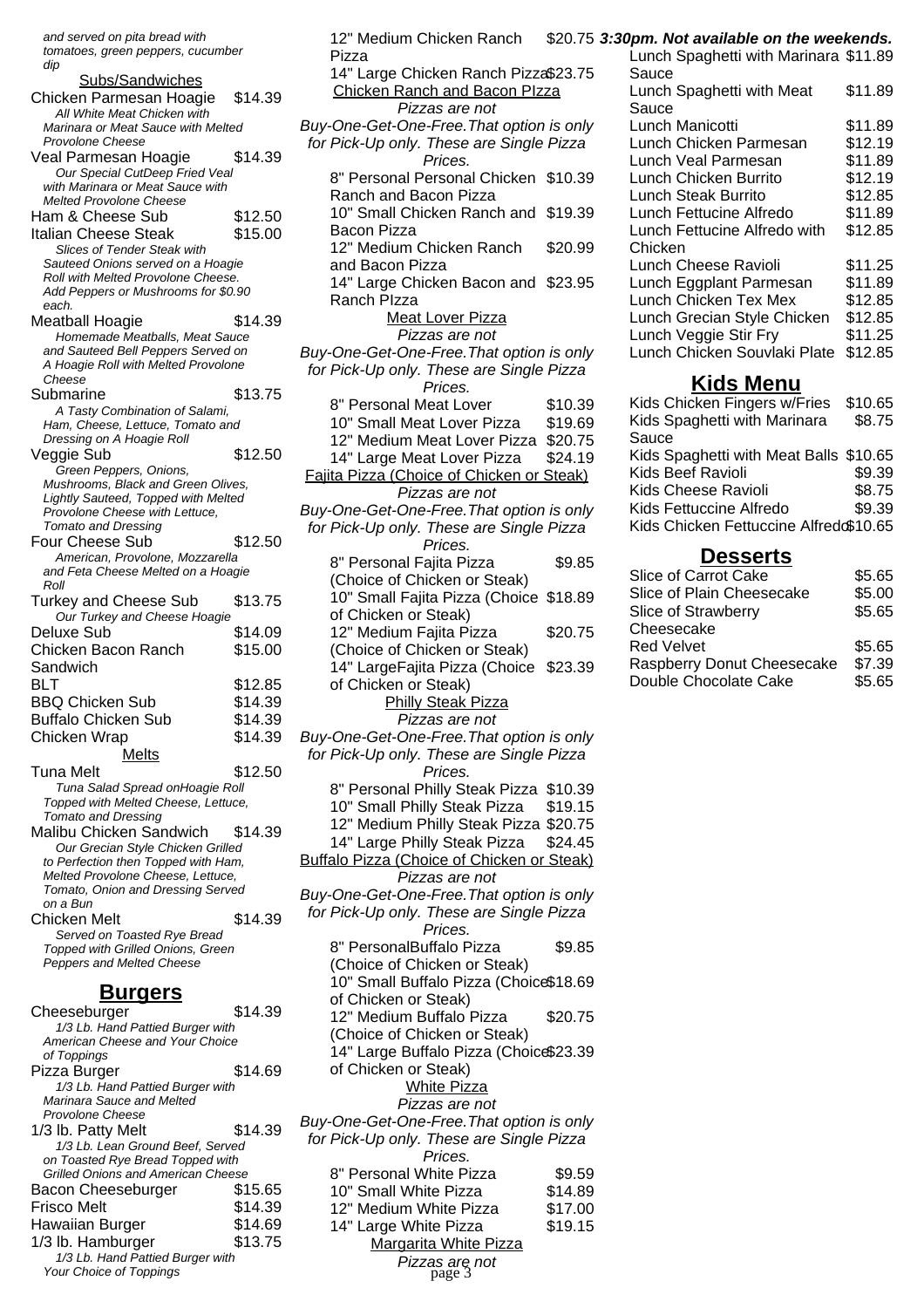and served on pita bread with tomatoes, green peppers, cucumber dip

### Subs/Sandwiches

Chicken Parmesan Hoagie $14.39
*All White Meat Chicken with Marinara or Meat Sauce with Melted Provolone Cheese*

Veal Parmesan Hoagie $14.39
*Our Special CutDeep Fried Veal with Marinara or Meat Sauce with Melted Provolone Cheese*

Ham & Cheese Sub $12.50

Italian Cheese Steak $15.00
*Slices of Tender Steak with Sauteed Onions served on a Hoagie Roll with Melted Provolone Cheese. Add Peppers or Mushrooms for $0.90 each.*

Meatball Hoagie $14.39
*Homemade Meatballs, Meat Sauce and Sauteed Bell Peppers Served on A Hoagie Roll with Melted Provolone Cheese*

Submarine $13.75
*A Tasty Combination of Salami, Ham, Cheese, Lettuce, Tomato and Dressing on A Hoagie Roll*

Veggie Sub $12.50
*Green Peppers, Onions, Mushrooms, Black and Green Olives, Lightly Sauteed, Topped with Melted Provolone Cheese with Lettuce, Tomato and Dressing*

Four Cheese Sub $12.50
*American, Provolone, Mozzarella and Feta Cheese Melted on a Hoagie Roll*

Turkey and Cheese Sub $13.75
*Our Turkey and Cheese Hoagie*

Deluxe Sub $14.09

Chicken Bacon Ranch Sandwich $15.00

BLT $12.85

BBQ Chicken Sub $14.39

Buffalo Chicken Sub $14.39

Chicken Wrap $14.39

### Melts

Tuna Melt $12.50
*Tuna Salad Spread onHoagie Roll Topped with Melted Cheese, Lettuce, Tomato and Dressing*

Malibu Chicken Sandwich $14.39
*Our Grecian Style Chicken Grilled to Perfection then Topped with Ham, Melted Provolone Cheese, Lettuce, Tomato, Onion and Dressing Served on a Bun*

Chicken Melt $14.39
*Served on Toasted Rye Bread Topped with Grilled Onions, Green Peppers and Melted Cheese*

## Burgers

Cheeseburger $14.39
*1/3 Lb. Hand Pattied Burger with American Cheese and Your Choice of Toppings*

Pizza Burger $14.69
*1/3 Lb. Hand Pattied Burger with Marinara Sauce and Melted Provolone Cheese*

1/3 lb. Patty Melt $14.39
*1/3 Lb. Lean Ground Beef, Served on Toasted Rye Bread Topped with Grilled Onions and American Cheese*

Bacon Cheeseburger $15.65

Frisco Melt $14.39

Hawaiian Burger $14.69

1/3 lb. Hamburger $13.75
*1/3 Lb. Hand Pattied Burger with Your Choice of Toppings*

12" Medium Chicken Ranch Pizza $20.75

14" Large Chicken Ranch Pizza $23.75

### Chicken Ranch and Bacon PIzza

*Pizzas are not Buy-One-Get-One-Free.That option is only for Pick-Up only. These are Single Pizza Prices.*

8" Personal Personal Chicken Ranch and Bacon Pizza $10.39

10" Small Chicken Ranch and Bacon Pizza $19.39

12" Medium Chicken Ranch and Bacon Pizza $20.99

14" Large Chicken Bacon and Ranch PIzza $23.95

### Meat Lover Pizza

*Pizzas are not Buy-One-Get-One-Free.That option is only for Pick-Up only. These are Single Pizza Prices.*

8" Personal Meat Lover $10.39

10" Small Meat Lover Pizza $19.69

12" Medium Meat Lover Pizza $20.75

14" Large Meat Lover Pizza $24.19

### Fajita Pizza (Choice of Chicken or Steak)

*Pizzas are not Buy-One-Get-One-Free.That option is only for Pick-Up only. These are Single Pizza Prices.*

8" Personal Fajita Pizza (Choice of Chicken or Steak) $9.85

10" Small Fajita Pizza (Choice of Chicken or Steak) $18.89

12" Medium Fajita Pizza (Choice of Chicken or Steak) $20.75

14" LargeFajita Pizza (Choice of Chicken or Steak) $23.39

### Philly Steak Pizza

*Pizzas are not Buy-One-Get-One-Free.That option is only for Pick-Up only. These are Single Pizza Prices.*

8" Personal Philly Steak Pizza $10.39

10" Small Philly Steak Pizza $19.15

12" Medium Philly Steak Pizza $20.75

14" Large Philly Steak Pizza $24.45

### Buffalo Pizza (Choice of Chicken or Steak)

*Pizzas are not Buy-One-Get-One-Free.That option is only for Pick-Up only. These are Single Pizza Prices.*

8" PersonalBuffalo Pizza (Choice of Chicken or Steak) $9.85

10" Small Buffalo Pizza (Choice of Chicken or Steak) $18.69

12" Medium Buffalo Pizza (Choice of Chicken or Steak) $20.75

14" Large Buffalo Pizza (Choice of Chicken or Steak) $23.39

### White Pizza

*Pizzas are not Buy-One-Get-One-Free.That option is only for Pick-Up only. These are Single Pizza Prices.*

8" Personal White Pizza $9.59

10" Small White Pizza $14.89

12" Medium White Pizza $17.00

14" Large White Pizza $19.15

### Margarita White Pizza

*Pizzas are not*

***3:30pm. Not available on the weekends.***

Lunch Spaghetti with Marinara Sauce $11.89

Lunch Spaghetti with Meat Sauce $11.89

Lunch Manicotti $11.89

Lunch Chicken Parmesan $12.19

Lunch Veal Parmesan $11.89

Lunch Chicken Burrito $12.19

Lunch Steak Burrito $12.85

Lunch Fettucine Alfredo $11.89

Lunch Fettucine Alfredo with Chicken $12.85

Lunch Cheese Ravioli $11.25

Lunch Eggplant Parmesan $11.89

Lunch Chicken Tex Mex $12.85

Lunch Grecian Style Chicken $12.85

Lunch Veggie Stir Fry $11.25

Lunch Chicken Souvlaki Plate $12.85

## Kids Menu

Kids Chicken Fingers w/Fries $10.65

Kids Spaghetti with Marinara Sauce $8.75

Kids Spaghetti with Meat Balls $10.65

Kids Beef Ravioli $9.39

Kids Cheese Ravioli $8.75

Kids Fettuccine Alfredo $9.39

Kids Chicken Fettuccine Alfredo $10.65

## Desserts

Slice of Carrot Cake $5.65

Slice of Plain Cheesecake $5.00

Slice of Strawberry Cheesecake $5.65

Red Velvet $5.65

Raspberry Donut Cheesecake $7.39

Double Chocolate Cake $5.65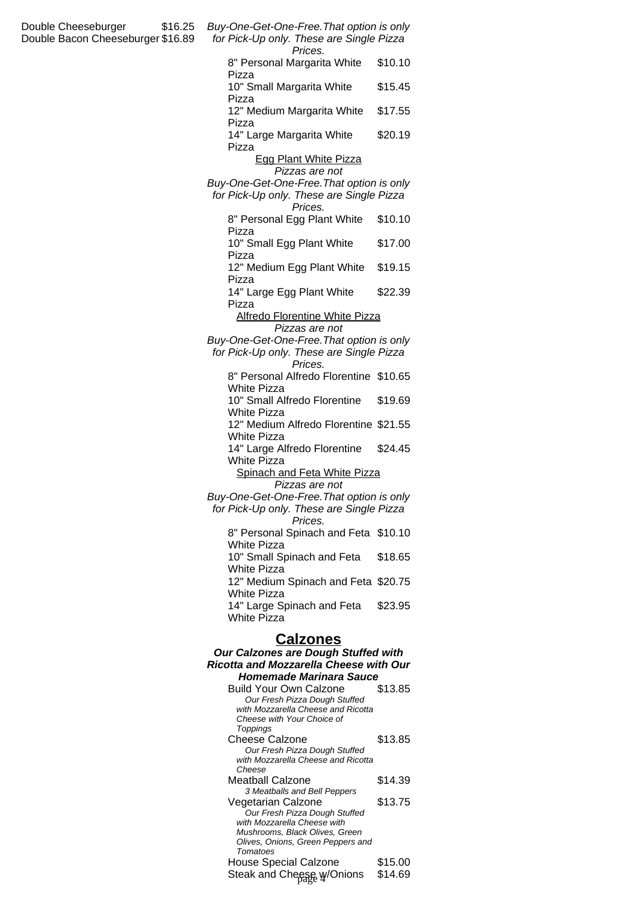Double Cheeseburger $16.25
Double Bacon Cheeseburger $16.89

*Buy-One-Get-One-Free.That option is only for Pick-Up only. These are Single Pizza Prices.*

| Item | Price |
|---|---|
| 8" Personal Margarita White Pizza | $10.10 |
| 10" Small Margarita White Pizza | $15.45 |
| 12" Medium Margarita White Pizza | $17.55 |
| 14" Large Margarita White Pizza | $20.19 |

Egg Plant White Pizza

*Pizzas are not Buy-One-Get-One-Free.That option is only for Pick-Up only. These are Single Pizza Prices.*

| Item | Price |
|---|---|
| 8" Personal Egg Plant White Pizza | $10.10 |
| 10" Small Egg Plant White Pizza | $17.00 |
| 12" Medium Egg Plant White Pizza | $19.15 |
| 14" Large Egg Plant White Pizza | $22.39 |

Alfredo Florentine White Pizza

*Pizzas are not Buy-One-Get-One-Free.That option is only for Pick-Up only. These are Single Pizza Prices.*

| Item | Price |
|---|---|
| 8" Personal Alfredo Florentine White Pizza | $10.65 |
| 10" Small Alfredo Florentine White Pizza | $19.69 |
| 12" Medium Alfredo Florentine White Pizza | $21.55 |
| 14" Large Alfredo Florentine White Pizza | $24.45 |

Spinach and Feta White Pizza

*Pizzas are not Buy-One-Get-One-Free.That option is only for Pick-Up only. These are Single Pizza Prices.*

| Item | Price |
|---|---|
| 8" Personal Spinach and Feta White Pizza | $10.10 |
| 10" Small Spinach and Feta White Pizza | $18.65 |
| 12" Medium Spinach and Feta White Pizza | $20.75 |
| 14" Large Spinach and Feta White Pizza | $23.95 |

## Calzones

***Our Calzones are Dough Stuffed with Ricotta and Mozzarella Cheese with Our Homemade Marinara Sauce***

Build Your Own Calzone $13.85
*Our Fresh Pizza Dough Stuffed with Mozzarella Cheese and Ricotta Cheese with Your Choice of Toppings*

Cheese Calzone $13.85
*Our Fresh Pizza Dough Stuffed with Mozzarella Cheese and Ricotta Cheese*

Meatball Calzone $14.39
*3 Meatballs and Bell Peppers*

Vegetarian Calzone $13.75
*Our Fresh Pizza Dough Stuffed with Mozzarella Cheese with Mushrooms, Black Olives, Green Olives, Onions, Green Peppers and Tomatoes*

House Special Calzone $15.00

Steak and Cheese w/Onions $14.69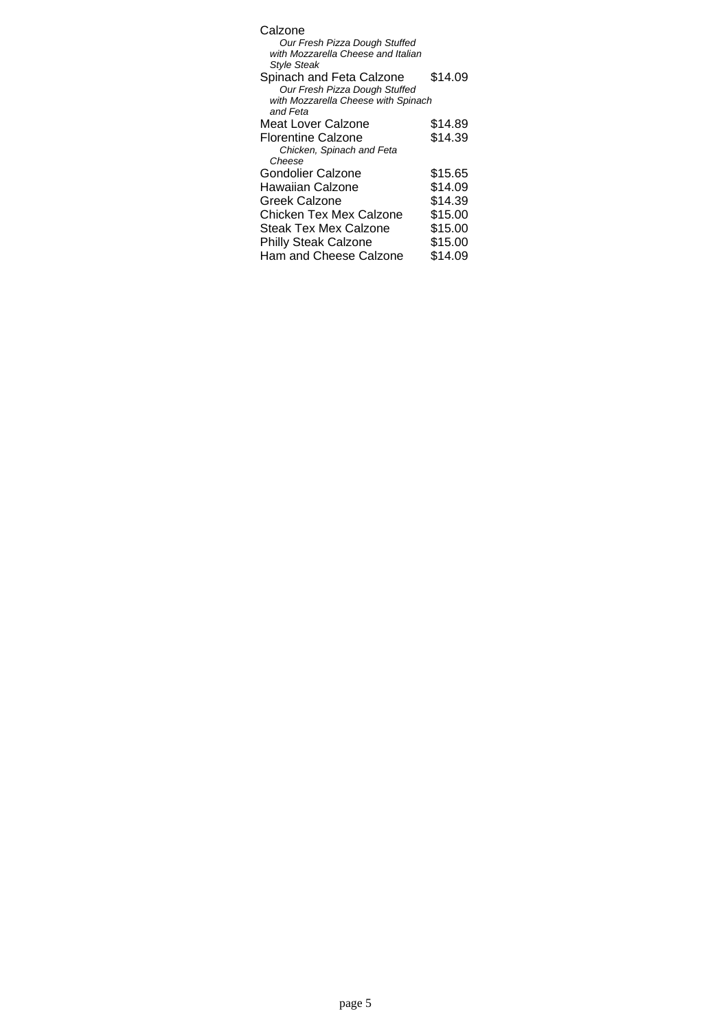Calzone

*Our Fresh Pizza Dough Stuffed with Mozzarella Cheese and Italian Style Steak*

| | |
|---|---|
| Spinach and Feta Calzone | $14.09 |
| *Our Fresh Pizza Dough Stuffed with Mozzarella Cheese with Spinach and Feta* | |
| Meat Lover Calzone | $14.89 |
| Florentine Calzone | $14.39 |
| *Chicken, Spinach and Feta Cheese* | |
| Gondolier Calzone | $15.65 |
| Hawaiian Calzone | $14.09 |
| Greek Calzone | $14.39 |
| Chicken Tex Mex Calzone | $15.00 |
| Steak Tex Mex Calzone | $15.00 |
| Philly Steak Calzone | $15.00 |
| Ham and Cheese Calzone | $14.09 |